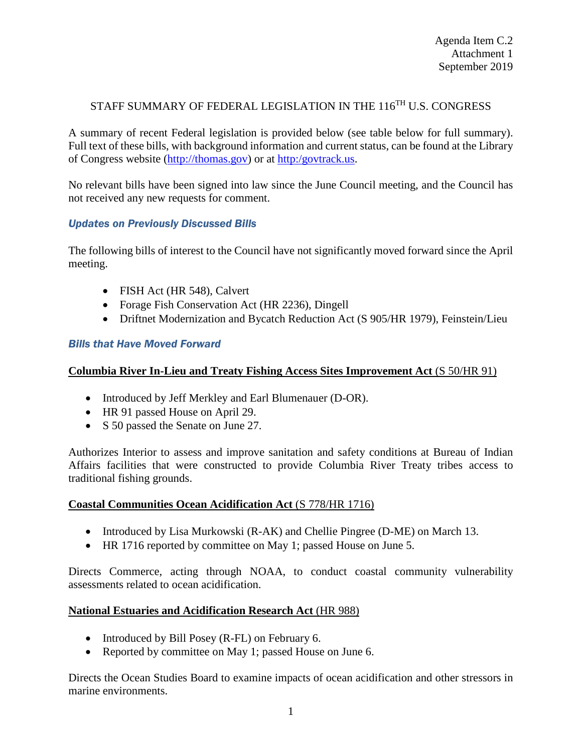Agenda Item C.2
Attachment 1
September 2019

# STAFF SUMMARY OF FEDERAL LEGISLATION IN THE 116TH U.S. CONGRESS

A summary of recent Federal legislation is provided below (see table below for full summary). Full text of these bills, with background information and current status, can be found at the Library of Congress website (http://thomas.gov) or at http:/govtrack.us.

No relevant bills have been signed into law since the June Council meeting, and the Council has not received any new requests for comment.

### *Updates on Previously Discussed Bills*

The following bills of interest to the Council have not significantly moved forward since the April meeting.

- FISH Act (HR 548), Calvert
- Forage Fish Conservation Act (HR 2236), Dingell
- Driftnet Modernization and Bycatch Reduction Act (S 905/HR 1979), Feinstein/Lieu

### *Bills that Have Moved Forward*

**Columbia River In-Lieu and Treaty Fishing Access Sites Improvement Act** (S 50/HR 91)

- Introduced by Jeff Merkley and Earl Blumenauer (D-OR).
- HR 91 passed House on April 29.
- S 50 passed the Senate on June 27.

Authorizes Interior to assess and improve sanitation and safety conditions at Bureau of Indian Affairs facilities that were constructed to provide Columbia River Treaty tribes access to traditional fishing grounds.

**Coastal Communities Ocean Acidification Act** (S 778/HR 1716)

- Introduced by Lisa Murkowski (R-AK) and Chellie Pingree (D-ME) on March 13.
- HR 1716 reported by committee on May 1; passed House on June 5.

Directs Commerce, acting through NOAA, to conduct coastal community vulnerability assessments related to ocean acidification.

**National Estuaries and Acidification Research Act** (HR 988)

- Introduced by Bill Posey (R-FL) on February 6.
- Reported by committee on May 1; passed House on June 6.

Directs the Ocean Studies Board to examine impacts of ocean acidification and other stressors in marine environments.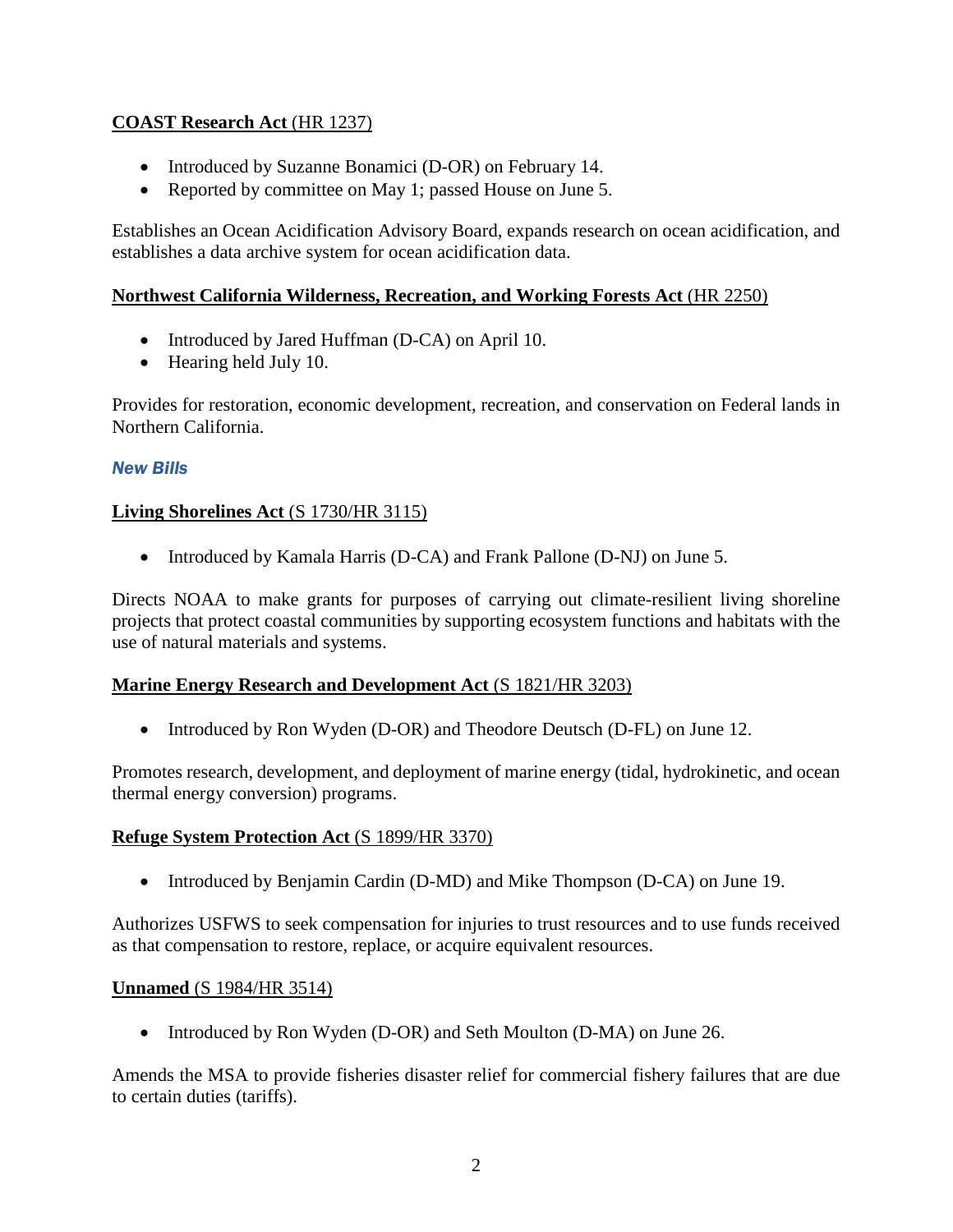**COAST Research Act** (HR 1237)

- Introduced by Suzanne Bonamici (D-OR) on February 14.
- Reported by committee on May 1; passed House on June 5.

Establishes an Ocean Acidification Advisory Board, expands research on ocean acidification, and establishes a data archive system for ocean acidification data.

**Northwest California Wilderness, Recreation, and Working Forests Act** (HR 2250)

- Introduced by Jared Huffman (D-CA) on April 10.
- Hearing held July 10.

Provides for restoration, economic development, recreation, and conservation on Federal lands in Northern California.

### *New Bills*

**Living Shorelines Act** (S 1730/HR 3115)

- Introduced by Kamala Harris (D-CA) and Frank Pallone (D-NJ) on June 5.

Directs NOAA to make grants for purposes of carrying out climate-resilient living shoreline projects that protect coastal communities by supporting ecosystem functions and habitats with the use of natural materials and systems.

**Marine Energy Research and Development Act** (S 1821/HR 3203)

- Introduced by Ron Wyden (D-OR) and Theodore Deutsch (D-FL) on June 12.

Promotes research, development, and deployment of marine energy (tidal, hydrokinetic, and ocean thermal energy conversion) programs.

**Refuge System Protection Act** (S 1899/HR 3370)

- Introduced by Benjamin Cardin (D-MD) and Mike Thompson (D-CA) on June 19.

Authorizes USFWS to seek compensation for injuries to trust resources and to use funds received as that compensation to restore, replace, or acquire equivalent resources.

**Unnamed** (S 1984/HR 3514)

- Introduced by Ron Wyden (D-OR) and Seth Moulton (D-MA) on June 26.

Amends the MSA to provide fisheries disaster relief for commercial fishery failures that are due to certain duties (tariffs).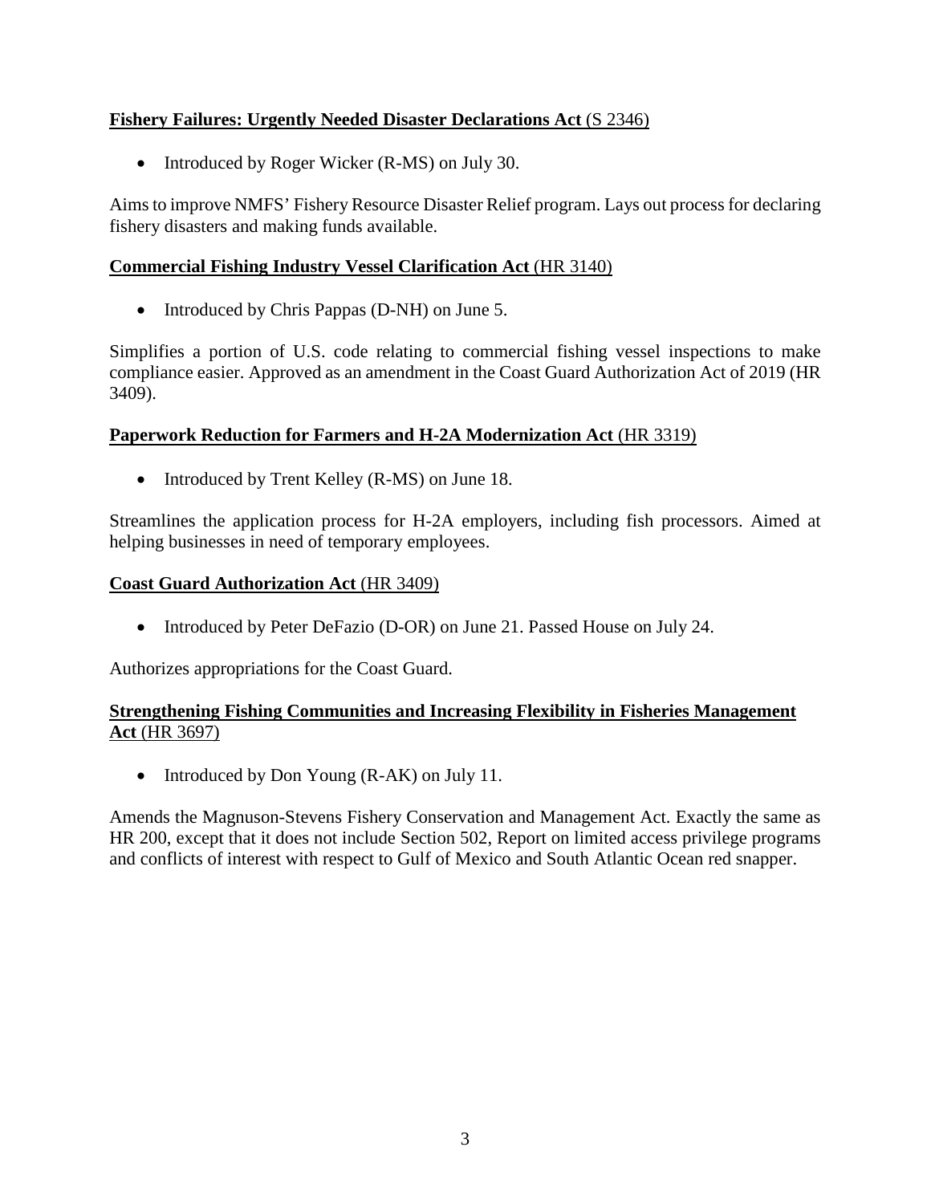**Fishery Failures: Urgently Needed Disaster Declarations Act** (S 2346)

- Introduced by Roger Wicker (R-MS) on July 30.

Aims to improve NMFS' Fishery Resource Disaster Relief program. Lays out process for declaring fishery disasters and making funds available.

**Commercial Fishing Industry Vessel Clarification Act** (HR 3140)

- Introduced by Chris Pappas (D-NH) on June 5.

Simplifies a portion of U.S. code relating to commercial fishing vessel inspections to make compliance easier. Approved as an amendment in the Coast Guard Authorization Act of 2019 (HR 3409).

**Paperwork Reduction for Farmers and H-2A Modernization Act** (HR 3319)

- Introduced by Trent Kelley (R-MS) on June 18.

Streamlines the application process for H-2A employers, including fish processors. Aimed at helping businesses in need of temporary employees.

**Coast Guard Authorization Act** (HR 3409)

- Introduced by Peter DeFazio (D-OR) on June 21. Passed House on July 24.

Authorizes appropriations for the Coast Guard.

**Strengthening Fishing Communities and Increasing Flexibility in Fisheries Management Act** (HR 3697)

- Introduced by Don Young (R-AK) on July 11.

Amends the Magnuson-Stevens Fishery Conservation and Management Act. Exactly the same as HR 200, except that it does not include Section 502, Report on limited access privilege programs and conflicts of interest with respect to Gulf of Mexico and South Atlantic Ocean red snapper.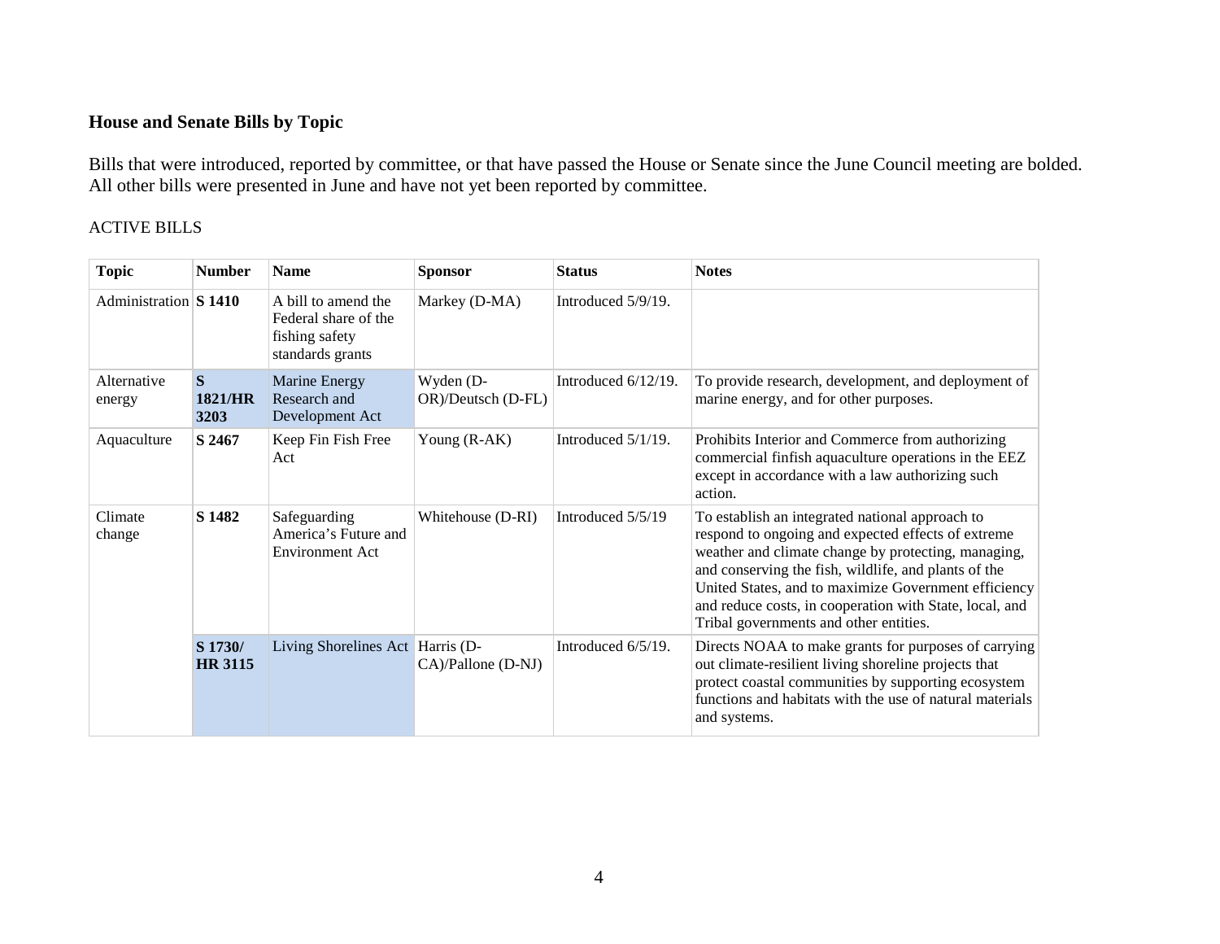### House and Senate Bills by Topic

Bills that were introduced, reported by committee, or that have passed the House or Senate since the June Council meeting are bolded. All other bills were presented in June and have not yet been reported by committee.

ACTIVE BILLS

| Topic | Number | Name | Sponsor | Status | Notes |
|---|---|---|---|---|---|
| Administration | **S 1410** | A bill to amend the Federal share of the fishing safety standards grants | Markey (D-MA) | Introduced 5/9/19. | |
| Alternative energy | **S 1821/HR 3203** | Marine Energy Research and Development Act | Wyden (D-OR)/Deutsch (D-FL) | Introduced 6/12/19. | To provide research, development, and deployment of marine energy, and for other purposes. |
| Aquaculture | **S 2467** | Keep Fin Fish Free Act | Young (R-AK) | Introduced 5/1/19. | Prohibits Interior and Commerce from authorizing commercial finfish aquaculture operations in the EEZ except in accordance with a law authorizing such action. |
| Climate change | **S 1482** | Safeguarding America's Future and Environment Act | Whitehouse (D-RI) | Introduced 5/5/19 | To establish an integrated national approach to respond to ongoing and expected effects of extreme weather and climate change by protecting, managing, and conserving the fish, wildlife, and plants of the United States, and to maximize Government efficiency and reduce costs, in cooperation with State, local, and Tribal governments and other entities. |
| | **S 1730/ HR 3115** | Living Shorelines Act | Harris (D-CA)/Pallone (D-NJ) | Introduced 6/5/19. | Directs NOAA to make grants for purposes of carrying out climate-resilient living shoreline projects that protect coastal communities by supporting ecosystem functions and habitats with the use of natural materials and systems. |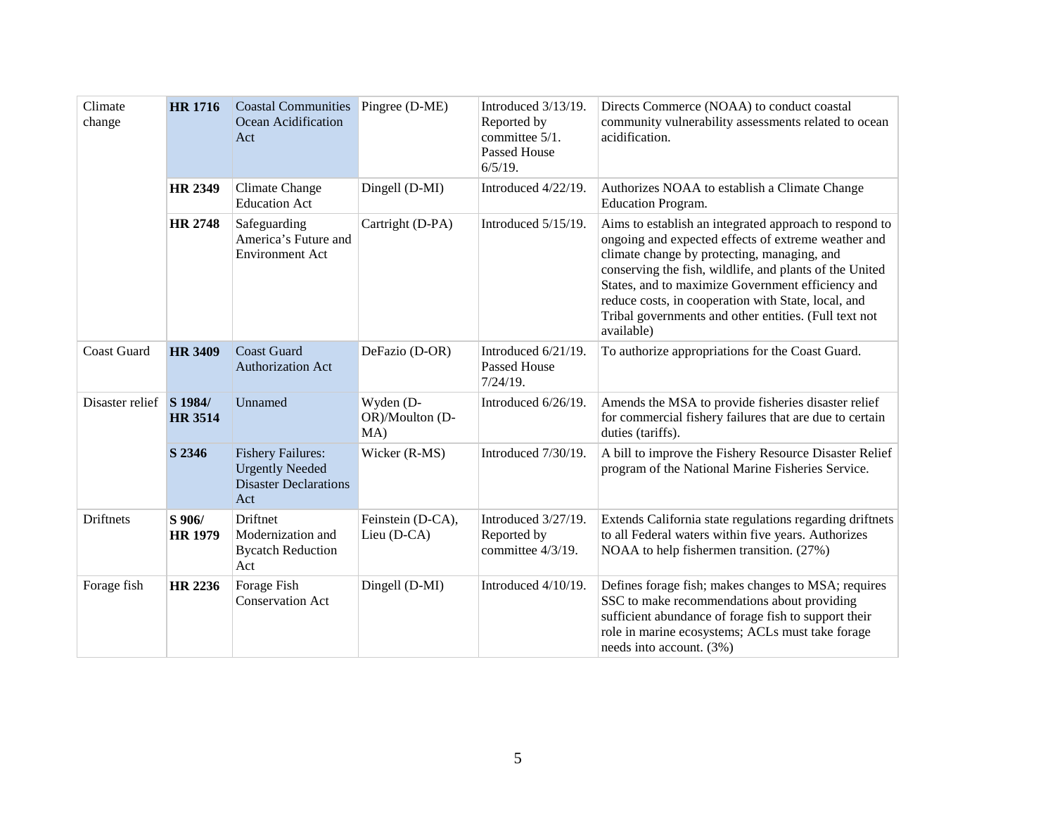| Climate change | **HR 1716** | Coastal Communities Ocean Acidification Act | Pingree (D-ME) | Introduced 3/13/19. Reported by committee 5/1. Passed House 6/5/19. | Directs Commerce (NOAA) to conduct coastal community vulnerability assessments related to ocean acidification. |
|---|---|---|---|---|---|
| | **HR 2349** | Climate Change Education Act | Dingell (D-MI) | Introduced 4/22/19. | Authorizes NOAA to establish a Climate Change Education Program. |
| | **HR 2748** | Safeguarding America's Future and Environment Act | Cartright (D-PA) | Introduced 5/15/19. | Aims to establish an integrated approach to respond to ongoing and expected effects of extreme weather and climate change by protecting, managing, and conserving the fish, wildlife, and plants of the United States, and to maximize Government efficiency and reduce costs, in cooperation with State, local, and Tribal governments and other entities. (Full text not available) |
| Coast Guard | **HR 3409** | Coast Guard Authorization Act | DeFazio (D-OR) | Introduced 6/21/19. Passed House 7/24/19. | To authorize appropriations for the Coast Guard. |
| Disaster relief | **S 1984/ HR 3514** | Unnamed | Wyden (D-OR)/Moulton (D-MA) | Introduced 6/26/19. | Amends the MSA to provide fisheries disaster relief for commercial fishery failures that are due to certain duties (tariffs). |
| | **S 2346** | Fishery Failures: Urgently Needed Disaster Declarations Act | Wicker (R-MS) | Introduced 7/30/19. | A bill to improve the Fishery Resource Disaster Relief program of the National Marine Fisheries Service. |
| Driftnets | **S 906/ HR 1979** | Driftnet Modernization and Bycatch Reduction Act | Feinstein (D-CA), Lieu (D-CA) | Introduced 3/27/19. Reported by committee 4/3/19. | Extends California state regulations regarding driftnets to all Federal waters within five years. Authorizes NOAA to help fishermen transition. (27%) |
| Forage fish | **HR 2236** | Forage Fish Conservation Act | Dingell (D-MI) | Introduced 4/10/19. | Defines forage fish; makes changes to MSA; requires SSC to make recommendations about providing sufficient abundance of forage fish to support their role in marine ecosystems; ACLs must take forage needs into account. (3%) |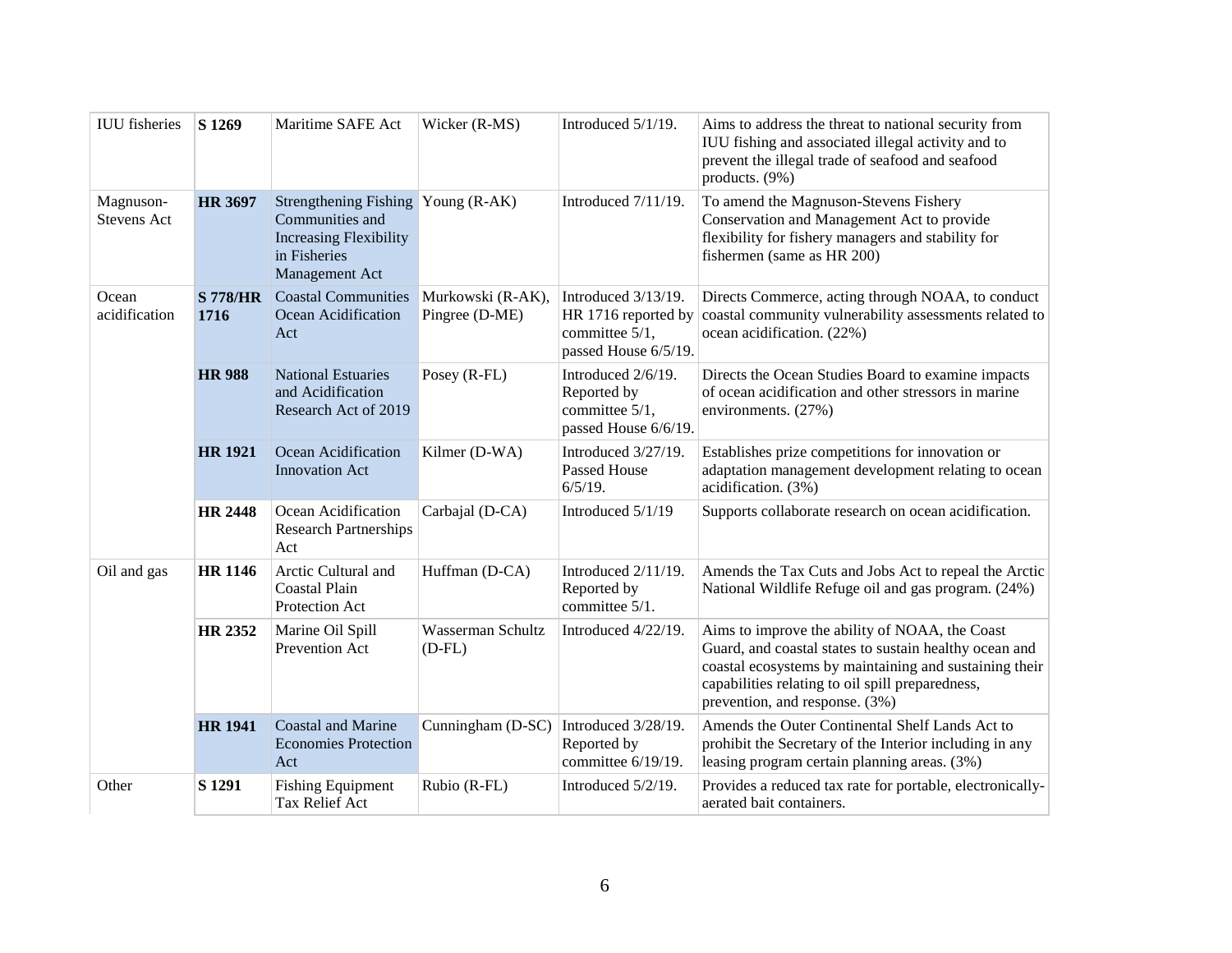| | | | | | |
|---|---|---|---|---|---|
| IUU fisheries | **S 1269** | Maritime SAFE Act | Wicker (R-MS) | Introduced 5/1/19. | Aims to address the threat to national security from IUU fishing and associated illegal activity and to prevent the illegal trade of seafood and seafood products. (9%) |
| Magnuson-Stevens Act | **HR 3697** | Strengthening Fishing Communities and Increasing Flexibility in Fisheries Management Act | Young (R-AK) | Introduced 7/11/19. | To amend the Magnuson-Stevens Fishery Conservation and Management Act to provide flexibility for fishery managers and stability for fishermen (same as HR 200) |
| Ocean acidification | **S 778/HR 1716** | Coastal Communities Ocean Acidification Act | Murkowski (R-AK), Pingree (D-ME) | Introduced 3/13/19. HR 1716 reported by committee 5/1, passed House 6/5/19. | Directs Commerce, acting through NOAA, to conduct coastal community vulnerability assessments related to ocean acidification. (22%) |
| | **HR 988** | National Estuaries and Acidification Research Act of 2019 | Posey (R-FL) | Introduced 2/6/19. Reported by committee 5/1, passed House 6/6/19. | Directs the Ocean Studies Board to examine impacts of ocean acidification and other stressors in marine environments. (27%) |
| | **HR 1921** | Ocean Acidification Innovation Act | Kilmer (D-WA) | Introduced 3/27/19. Passed House 6/5/19. | Establishes prize competitions for innovation or adaptation management development relating to ocean acidification. (3%) |
| | **HR 2448** | Ocean Acidification Research Partnerships Act | Carbajal (D-CA) | Introduced 5/1/19 | Supports collaborate research on ocean acidification. |
| Oil and gas | **HR 1146** | Arctic Cultural and Coastal Plain Protection Act | Huffman (D-CA) | Introduced 2/11/19. Reported by committee 5/1. | Amends the Tax Cuts and Jobs Act to repeal the Arctic National Wildlife Refuge oil and gas program. (24%) |
| | **HR 2352** | Marine Oil Spill Prevention Act | Wasserman Schultz (D-FL) | Introduced 4/22/19. | Aims to improve the ability of NOAA, the Coast Guard, and coastal states to sustain healthy ocean and coastal ecosystems by maintaining and sustaining their capabilities relating to oil spill preparedness, prevention, and response. (3%) |
| | **HR 1941** | Coastal and Marine Economies Protection Act | Cunningham (D-SC) | Introduced 3/28/19. Reported by committee 6/19/19. | Amends the Outer Continental Shelf Lands Act to prohibit the Secretary of the Interior including in any leasing program certain planning areas. (3%) |
| Other | **S 1291** | Fishing Equipment Tax Relief Act | Rubio (R-FL) | Introduced 5/2/19. | Provides a reduced tax rate for portable, electronically-aerated bait containers. |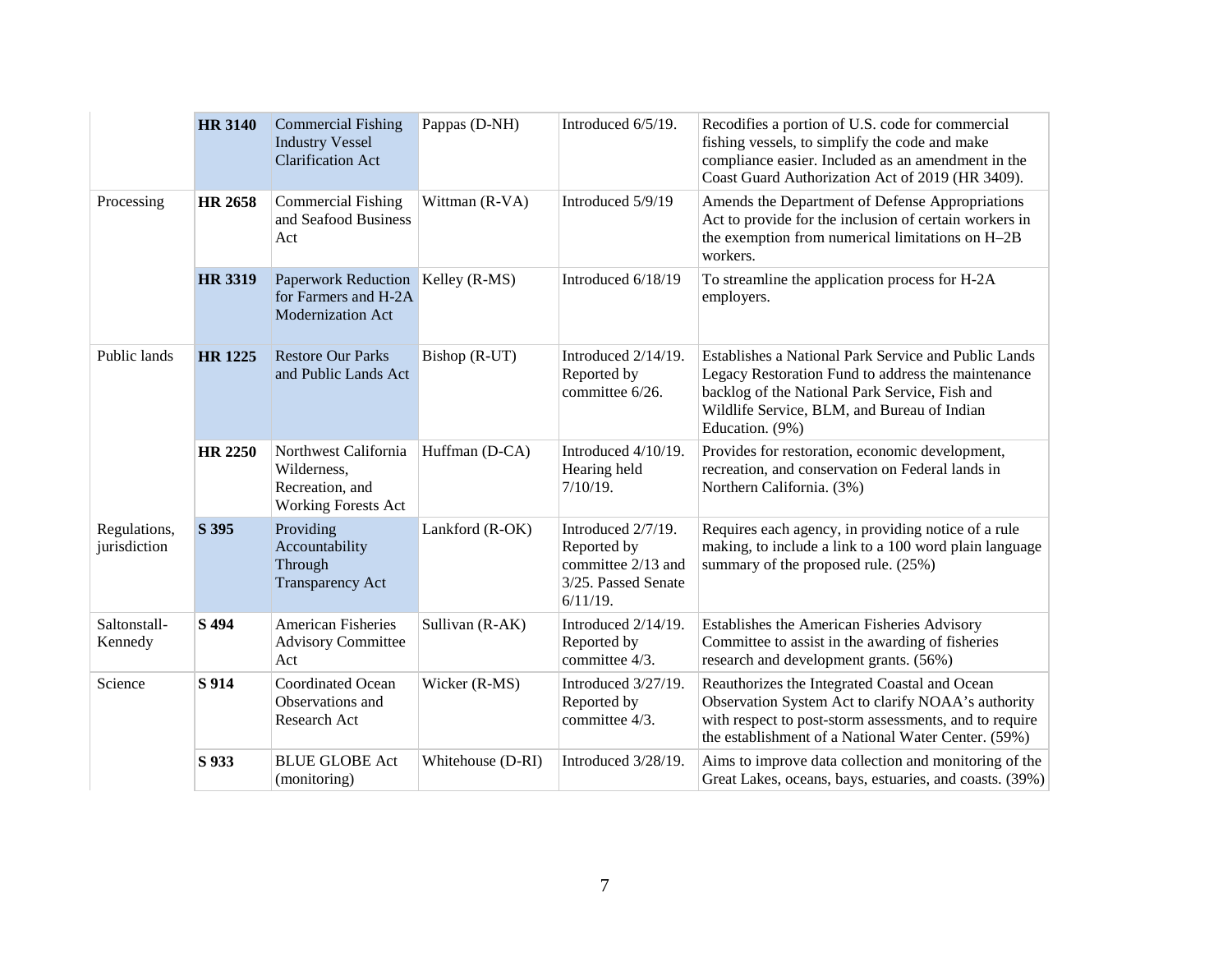| | | | | | |
|---|---|---|---|---|---|
| | **HR 3140** | Commercial Fishing Industry Vessel Clarification Act | Pappas (D-NH) | Introduced 6/5/19. | Recodifies a portion of U.S. code for commercial fishing vessels, to simplify the code and make compliance easier. Included as an amendment in the Coast Guard Authorization Act of 2019 (HR 3409). |
| Processing | **HR 2658** | Commercial Fishing and Seafood Business Act | Wittman (R-VA) | Introduced 5/9/19 | Amends the Department of Defense Appropriations Act to provide for the inclusion of certain workers in the exemption from numerical limitations on H–2B workers. |
| | **HR 3319** | Paperwork Reduction for Farmers and H-2A Modernization Act | Kelley (R-MS) | Introduced 6/18/19 | To streamline the application process for H-2A employers. |
| Public lands | **HR 1225** | Restore Our Parks and Public Lands Act | Bishop (R-UT) | Introduced 2/14/19. Reported by committee 6/26. | Establishes a National Park Service and Public Lands Legacy Restoration Fund to address the maintenance backlog of the National Park Service, Fish and Wildlife Service, BLM, and Bureau of Indian Education. (9%) |
| | **HR 2250** | Northwest California Wilderness, Recreation, and Working Forests Act | Huffman (D-CA) | Introduced 4/10/19. Hearing held 7/10/19. | Provides for restoration, economic development, recreation, and conservation on Federal lands in Northern California. (3%) |
| Regulations, jurisdiction | **S 395** | Providing Accountability Through Transparency Act | Lankford (R-OK) | Introduced 2/7/19. Reported by committee 2/13 and 3/25. Passed Senate 6/11/19. | Requires each agency, in providing notice of a rule making, to include a link to a 100 word plain language summary of the proposed rule. (25%) |
| Saltonstall-Kennedy | **S 494** | American Fisheries Advisory Committee Act | Sullivan (R-AK) | Introduced 2/14/19. Reported by committee 4/3. | Establishes the American Fisheries Advisory Committee to assist in the awarding of fisheries research and development grants. (56%) |
| Science | **S 914** | Coordinated Ocean Observations and Research Act | Wicker (R-MS) | Introduced 3/27/19. Reported by committee 4/3. | Reauthorizes the Integrated Coastal and Ocean Observation System Act to clarify NOAA's authority with respect to post-storm assessments, and to require the establishment of a National Water Center. (59%) |
| | **S 933** | BLUE GLOBE Act (monitoring) | Whitehouse (D-RI) | Introduced 3/28/19. | Aims to improve data collection and monitoring of the Great Lakes, oceans, bays, estuaries, and coasts. (39%) |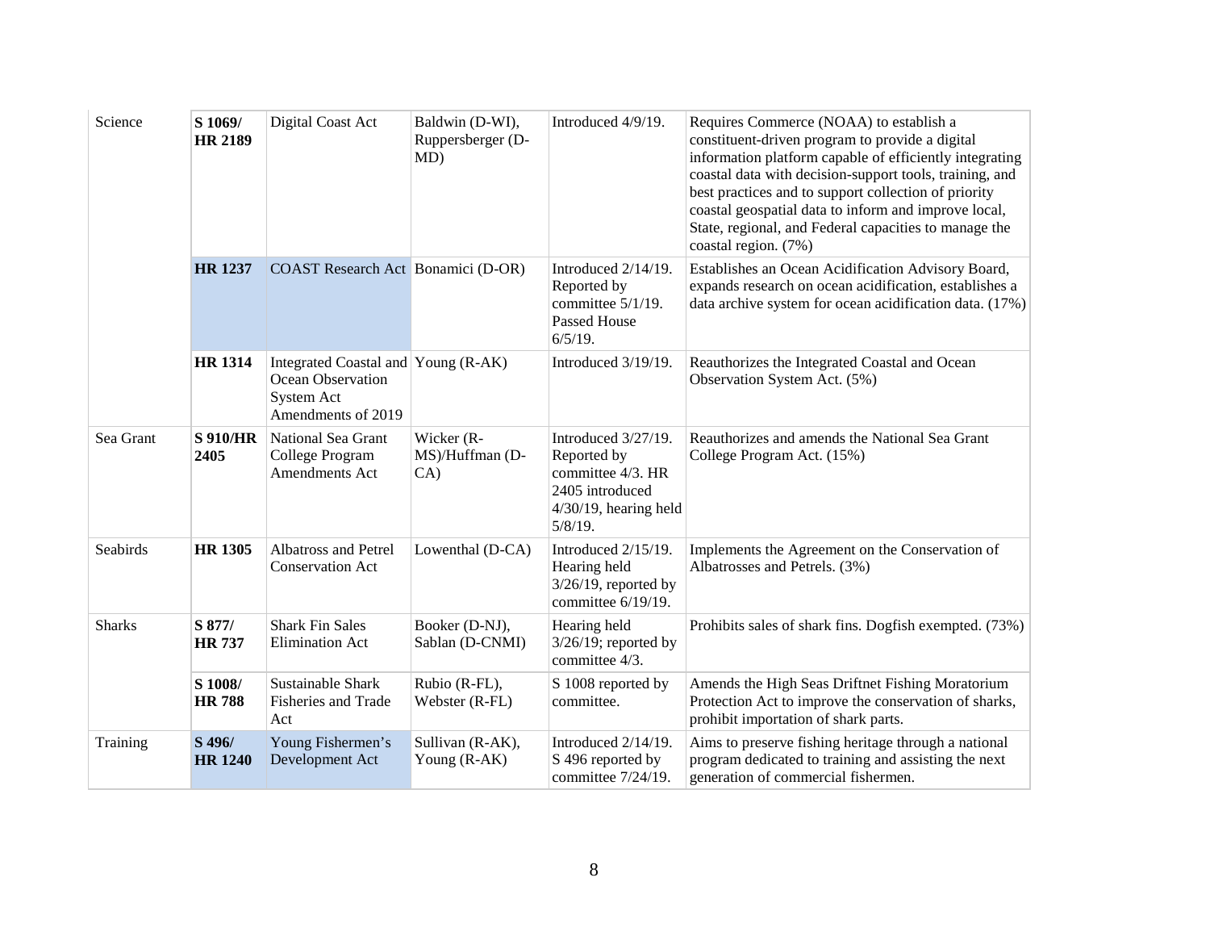| | | | | | |
|---|---|---|---|---|---|
| Science | **S 1069/ HR 2189** | Digital Coast Act | Baldwin (D-WI), Ruppersberger (D-MD) | Introduced 4/9/19. | Requires Commerce (NOAA) to establish a constituent-driven program to provide a digital information platform capable of efficiently integrating coastal data with decision-support tools, training, and best practices and to support collection of priority coastal geospatial data to inform and improve local, State, regional, and Federal capacities to manage the coastal region. (7%) |
| | **HR 1237** | COAST Research Act | Bonamici (D-OR) | Introduced 2/14/19. Reported by committee 5/1/19. Passed House 6/5/19. | Establishes an Ocean Acidification Advisory Board, expands research on ocean acidification, establishes a data archive system for ocean acidification data. (17%) |
| | **HR 1314** | Integrated Coastal and Ocean Observation System Act Amendments of 2019 | Young (R-AK) | Introduced 3/19/19. | Reauthorizes the Integrated Coastal and Ocean Observation System Act. (5%) |
| Sea Grant | **S 910/HR 2405** | National Sea Grant College Program Amendments Act | Wicker (R-MS)/Huffman (D-CA) | Introduced 3/27/19. Reported by committee 4/3. HR 2405 introduced 4/30/19, hearing held 5/8/19. | Reauthorizes and amends the National Sea Grant College Program Act. (15%) |
| Seabirds | **HR 1305** | Albatross and Petrel Conservation Act | Lowenthal (D-CA) | Introduced 2/15/19. Hearing held 3/26/19, reported by committee 6/19/19. | Implements the Agreement on the Conservation of Albatrosses and Petrels. (3%) |
| Sharks | **S 877/ HR 737** | Shark Fin Sales Elimination Act | Booker (D-NJ), Sablan (D-CNMI) | Hearing held 3/26/19; reported by committee 4/3. | Prohibits sales of shark fins. Dogfish exempted. (73%) |
| | **S 1008/ HR 788** | Sustainable Shark Fisheries and Trade Act | Rubio (R-FL), Webster (R-FL) | S 1008 reported by committee. | Amends the High Seas Driftnet Fishing Moratorium Protection Act to improve the conservation of sharks, prohibit importation of shark parts. |
| Training | **S 496/ HR 1240** | Young Fishermen's Development Act | Sullivan (R-AK), Young (R-AK) | Introduced 2/14/19. S 496 reported by committee 7/24/19. | Aims to preserve fishing heritage through a national program dedicated to training and assisting the next generation of commercial fishermen. |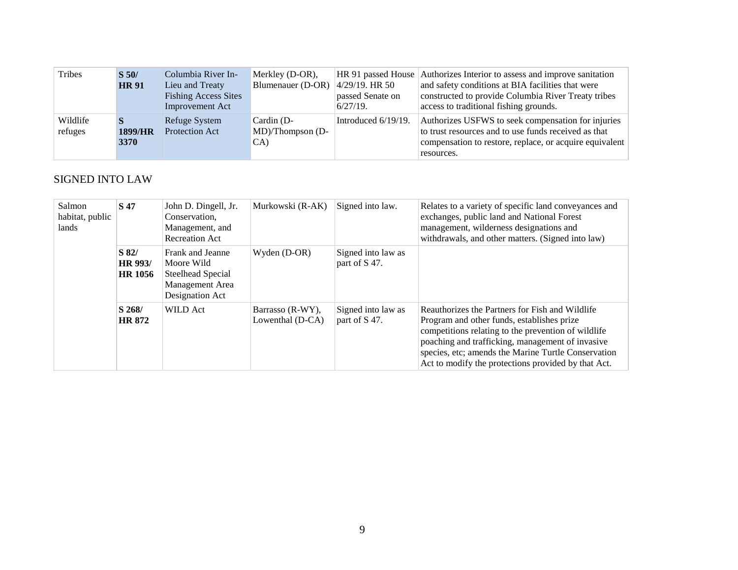| | | | | | |
|---|---|---|---|---|---|
| Tribes | **S 50/ HR 91** | Columbia River In-Lieu and Treaty Fishing Access Sites Improvement Act | Merkley (D-OR), Blumenauer (D-OR) | HR 91 passed House 4/29/19. HR 50 passed Senate on 6/27/19. | Authorizes Interior to assess and improve sanitation and safety conditions at BIA facilities that were constructed to provide Columbia River Treaty tribes access to traditional fishing grounds. |
| Wildlife refuges | **S 1899/HR 3370** | Refuge System Protection Act | Cardin (D-MD)/Thompson (D-CA) | Introduced 6/19/19. | Authorizes USFWS to seek compensation for injuries to trust resources and to use funds received as that compensation to restore, replace, or acquire equivalent resources. |

## SIGNED INTO LAW

| | | | | | |
|---|---|---|---|---|---|
| Salmon habitat, public lands | **S 47** | John D. Dingell, Jr. Conservation, Management, and Recreation Act | Murkowski (R-AK) | Signed into law. | Relates to a variety of specific land conveyances and exchanges, public land and National Forest management, wilderness designations and withdrawals, and other matters. (Signed into law) |
| | **S 82/ HR 993/ HR 1056** | Frank and Jeanne Moore Wild Steelhead Special Management Area Designation Act | Wyden (D-OR) | Signed into law as part of S 47. | |
| | **S 268/ HR 872** | WILD Act | Barrasso (R-WY), Lowenthal (D-CA) | Signed into law as part of S 47. | Reauthorizes the Partners for Fish and Wildlife Program and other funds, establishes prize competitions relating to the prevention of wildlife poaching and trafficking, management of invasive species, etc; amends the Marine Turtle Conservation Act to modify the protections provided by that Act. |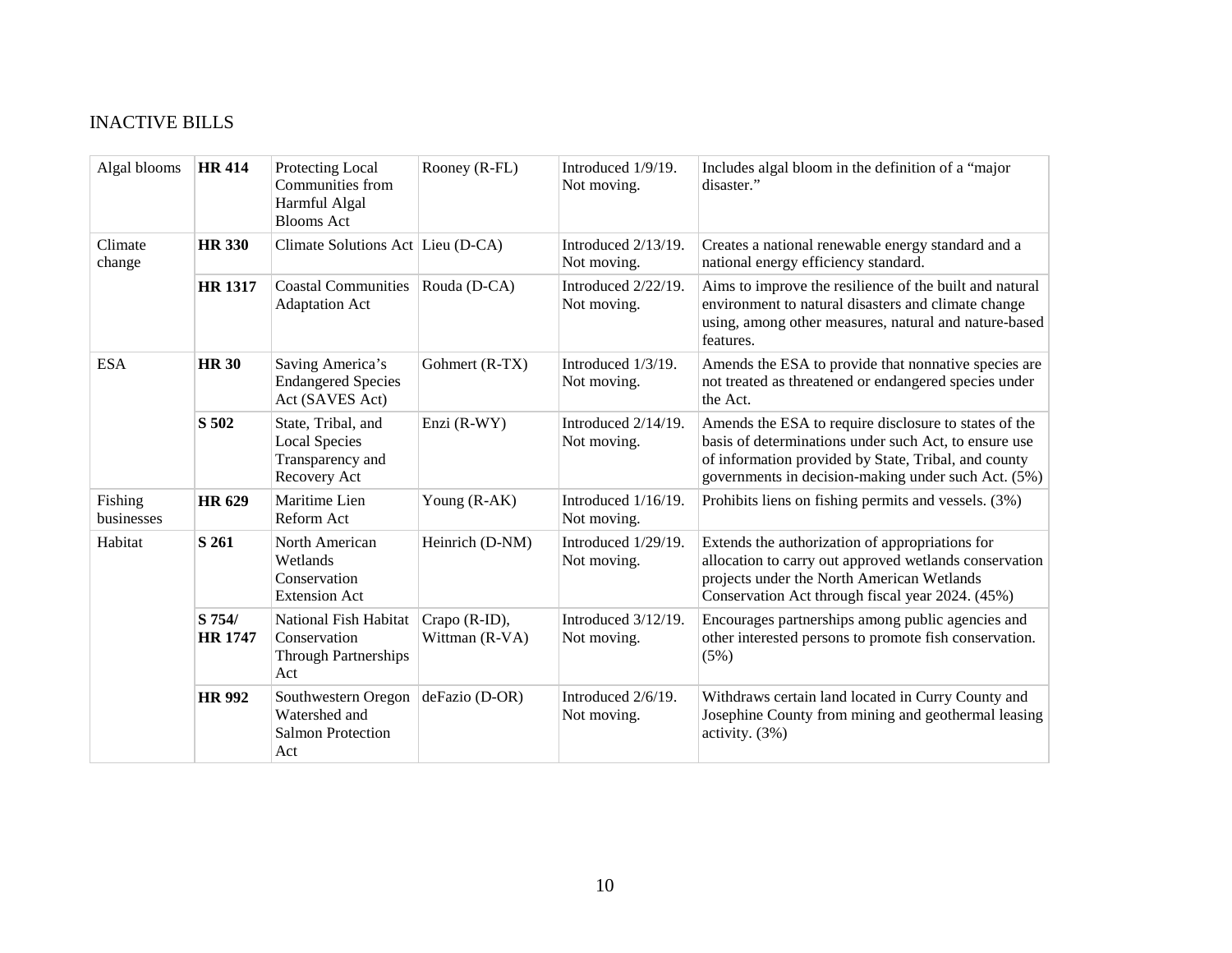INACTIVE BILLS

| Algal blooms | **HR 414** | Protecting Local Communities from Harmful Algal Blooms Act | Rooney (R-FL) | Introduced 1/9/19. Not moving. | Includes algal bloom in the definition of a "major disaster." |
|---|---|---|---|---|---|
| Climate change | **HR 330** | Climate Solutions Act | Lieu (D-CA) | Introduced 2/13/19. Not moving. | Creates a national renewable energy standard and a national energy efficiency standard. |
| | **HR 1317** | Coastal Communities Adaptation Act | Rouda (D-CA) | Introduced 2/22/19. Not moving. | Aims to improve the resilience of the built and natural environment to natural disasters and climate change using, among other measures, natural and nature-based features. |
| ESA | **HR 30** | Saving America's Endangered Species Act (SAVES Act) | Gohmert (R-TX) | Introduced 1/3/19. Not moving. | Amends the ESA to provide that nonnative species are not treated as threatened or endangered species under the Act. |
| | **S 502** | State, Tribal, and Local Species Transparency and Recovery Act | Enzi (R-WY) | Introduced 2/14/19. Not moving. | Amends the ESA to require disclosure to states of the basis of determinations under such Act, to ensure use of information provided by State, Tribal, and county governments in decision-making under such Act. (5%) |
| Fishing businesses | **HR 629** | Maritime Lien Reform Act | Young (R-AK) | Introduced 1/16/19. Not moving. | Prohibits liens on fishing permits and vessels. (3%) |
| Habitat | **S 261** | North American Wetlands Conservation Extension Act | Heinrich (D-NM) | Introduced 1/29/19. Not moving. | Extends the authorization of appropriations for allocation to carry out approved wetlands conservation projects under the North American Wetlands Conservation Act through fiscal year 2024. (45%) |
| | **S 754/ HR 1747** | National Fish Habitat Conservation Through Partnerships Act | Crapo (R-ID), Wittman (R-VA) | Introduced 3/12/19. Not moving. | Encourages partnerships among public agencies and other interested persons to promote fish conservation. (5%) |
| | **HR 992** | Southwestern Oregon Watershed and Salmon Protection Act | deFazio (D-OR) | Introduced 2/6/19. Not moving. | Withdraws certain land located in Curry County and Josephine County from mining and geothermal leasing activity. (3%) |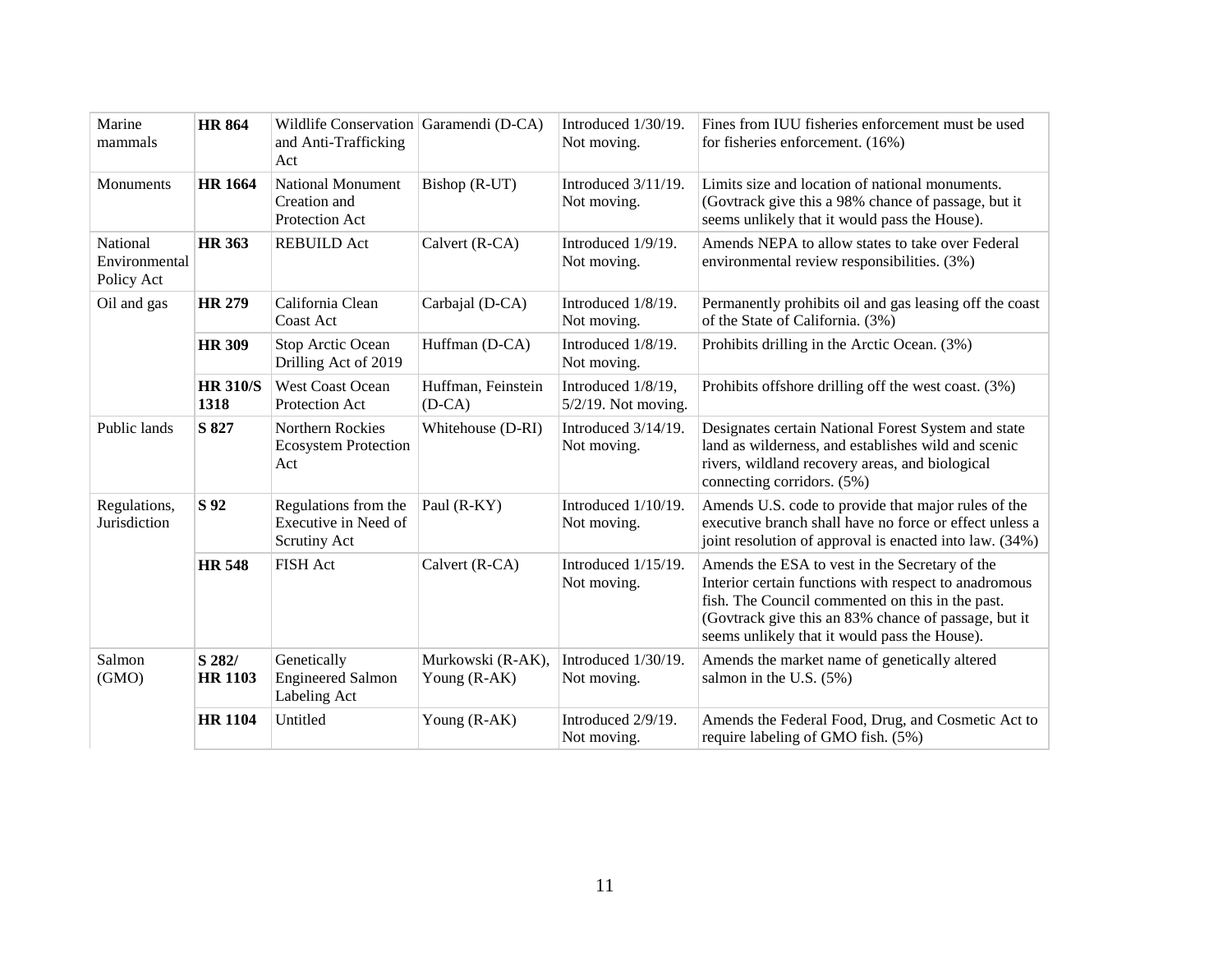| | | | | | |
|---|---|---|---|---|---|
| Marine mammals | **HR 864** | Wildlife Conservation and Anti-Trafficking Act | Garamendi (D-CA) | Introduced 1/30/19. Not moving. | Fines from IUU fisheries enforcement must be used for fisheries enforcement. (16%) |
| Monuments | **HR 1664** | National Monument Creation and Protection Act | Bishop (R-UT) | Introduced 3/11/19. Not moving. | Limits size and location of national monuments. (Govtrack give this a 98% chance of passage, but it seems unlikely that it would pass the House). |
| National Environmental Policy Act | **HR 363** | REBUILD Act | Calvert (R-CA) | Introduced 1/9/19. Not moving. | Amends NEPA to allow states to take over Federal environmental review responsibilities. (3%) |
| Oil and gas | **HR 279** | California Clean Coast Act | Carbajal (D-CA) | Introduced 1/8/19. Not moving. | Permanently prohibits oil and gas leasing off the coast of the State of California. (3%) |
| | **HR 309** | Stop Arctic Ocean Drilling Act of 2019 | Huffman (D-CA) | Introduced 1/8/19. Not moving. | Prohibits drilling in the Arctic Ocean. (3%) |
| | **HR 310/S 1318** | West Coast Ocean Protection Act | Huffman, Feinstein (D-CA) | Introduced 1/8/19, 5/2/19. Not moving. | Prohibits offshore drilling off the west coast. (3%) |
| Public lands | **S 827** | Northern Rockies Ecosystem Protection Act | Whitehouse (D-RI) | Introduced 3/14/19. Not moving. | Designates certain National Forest System and state land as wilderness, and establishes wild and scenic rivers, wildland recovery areas, and biological connecting corridors. (5%) |
| Regulations, Jurisdiction | **S 92** | Regulations from the Executive in Need of Scrutiny Act | Paul (R-KY) | Introduced 1/10/19. Not moving. | Amends U.S. code to provide that major rules of the executive branch shall have no force or effect unless a joint resolution of approval is enacted into law. (34%) |
| | **HR 548** | FISH Act | Calvert (R-CA) | Introduced 1/15/19. Not moving. | Amends the ESA to vest in the Secretary of the Interior certain functions with respect to anadromous fish. The Council commented on this in the past. (Govtrack give this an 83% chance of passage, but it seems unlikely that it would pass the House). |
| Salmon (GMO) | **S 282/ HR 1103** | Genetically Engineered Salmon Labeling Act | Murkowski (R-AK), Young (R-AK) | Introduced 1/30/19. Not moving. | Amends the market name of genetically altered salmon in the U.S. (5%) |
| | **HR 1104** | Untitled | Young (R-AK) | Introduced 2/9/19. Not moving. | Amends the Federal Food, Drug, and Cosmetic Act to require labeling of GMO fish. (5%) |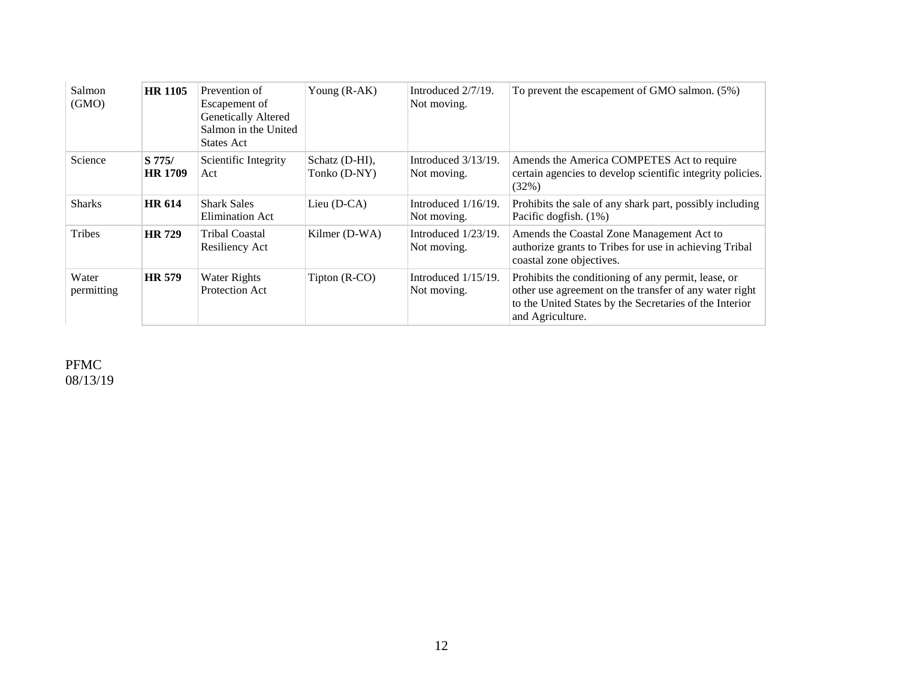| | | | | | |
|---|---|---|---|---|---|
| Salmon (GMO) | **HR 1105** | Prevention of Escapement of Genetically Altered Salmon in the United States Act | Young (R-AK) | Introduced 2/7/19. Not moving. | To prevent the escapement of GMO salmon. (5%) |
| Science | **S 775/ HR 1709** | Scientific Integrity Act | Schatz (D-HI), Tonko (D-NY) | Introduced 3/13/19. Not moving. | Amends the America COMPETES Act to require certain agencies to develop scientific integrity policies. (32%) |
| Sharks | **HR 614** | Shark Sales Elimination Act | Lieu (D-CA) | Introduced 1/16/19. Not moving. | Prohibits the sale of any shark part, possibly including Pacific dogfish. (1%) |
| Tribes | **HR 729** | Tribal Coastal Resiliency Act | Kilmer (D-WA) | Introduced 1/23/19. Not moving. | Amends the Coastal Zone Management Act to authorize grants to Tribes for use in achieving Tribal coastal zone objectives. |
| Water permitting | **HR 579** | Water Rights Protection Act | Tipton (R-CO) | Introduced 1/15/19. Not moving. | Prohibits the conditioning of any permit, lease, or other use agreement on the transfer of any water right to the United States by the Secretaries of the Interior and Agriculture. |

PFMC
08/13/19